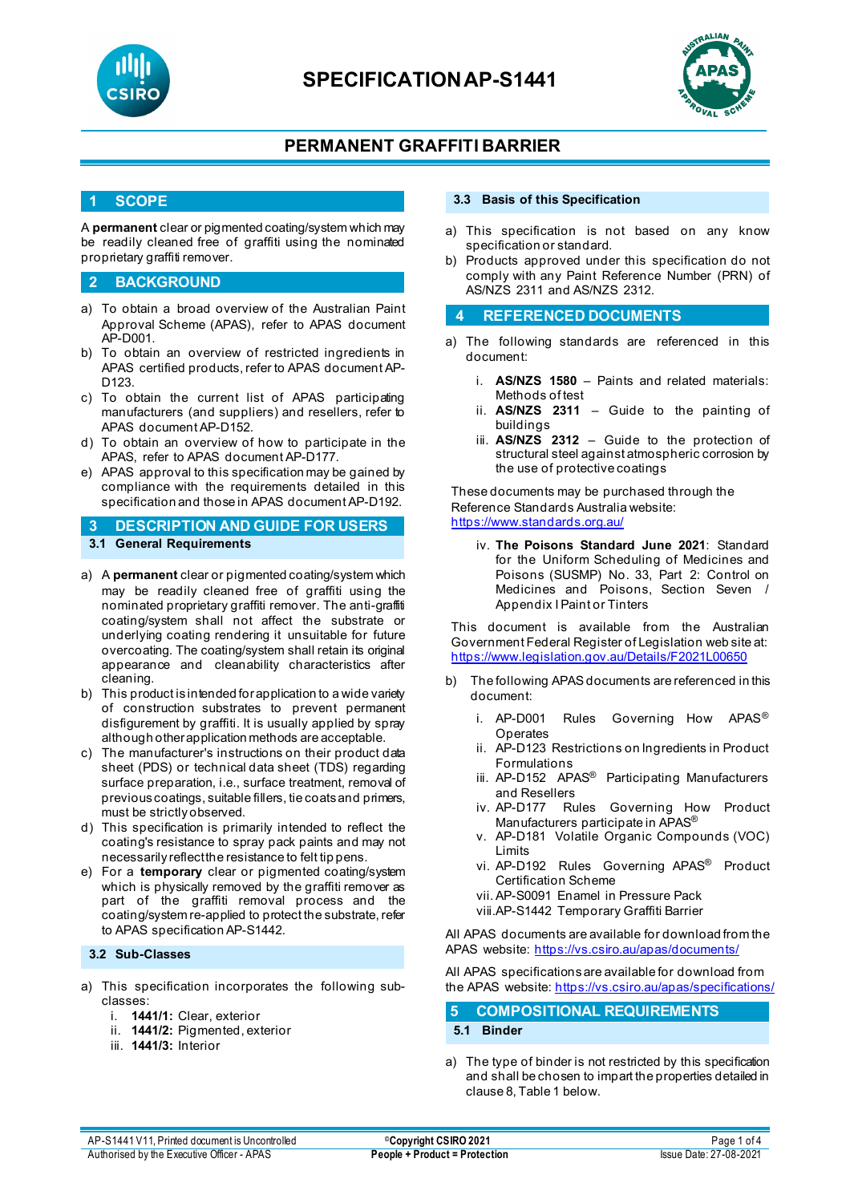# SPECIFICATION AP-S1441

## PERMANENT GRAFFITI BARRIER

## 1 SCOPE

A **permanent** clear or pigmented coating/system which may be readily cleaned free of graffiti using the nominated proprietary graffiti remover.

## 2 BACKGROUND

a) To obtain a broad overview of the Australian Paint Approval Scheme (APAS), refer to APAS document AP-D001.
b) To obtain an overview of restricted ingredients in APAS certified products, refer to APAS document AP-D123.
c) To obtain the current list of APAS participating manufacturers (and suppliers) and resellers, refer to APAS document AP-D152.
d) To obtain an overview of how to participate in the APAS, refer to APAS document AP-D177.
e) APAS approval to this specification may be gained by compliance with the requirements detailed in this specification and those in APAS document AP-D192.

## 3 DESCRIPTION AND GUIDE FOR USERS

### 3.1 General Requirements

a) A **permanent** clear or pigmented coating/system which may be readily cleaned free of graffiti using the nominated proprietary graffiti remover. The anti-graffiti coating/system shall not affect the substrate or underlying coating rendering it unsuitable for future overcoating. The coating/system shall retain its original appearance and cleanability characteristics after cleaning.
b) This product is intended for application to a wide variety of construction substrates to prevent permanent disfigurement by graffiti. It is usually applied by spray although other application methods are acceptable.
c) The manufacturer's instructions on their product data sheet (PDS) or technical data sheet (TDS) regarding surface preparation, i.e., surface treatment, removal of previous coatings, suitable fillers, tie coats and primers, must be strictly observed.
d) This specification is primarily intended to reflect the coating's resistance to spray pack paints and may not necessarily reflect the resistance to felt tip pens.
e) For a **temporary** clear or pigmented coating/system which is physically removed by the graffiti remover as part of the graffiti removal process and the coating/system re-applied to protect the substrate, refer to APAS specification AP-S1442.

### 3.2 Sub-Classes

a) This specification incorporates the following sub-classes:
   i. **1441/1:** Clear, exterior
   ii. **1441/2:** Pigmented, exterior
   iii. **1441/3:** Interior

### 3.3 Basis of this Specification

a) This specification is not based on any know specification or standard.
b) Products approved under this specification do not comply with any Paint Reference Number (PRN) of AS/NZS 2311 and AS/NZS 2312.

## 4 REFERENCED DOCUMENTS

a) The following standards are referenced in this document:
   i. **AS/NZS 1580** – Paints and related materials: Methods of test
   ii. **AS/NZS 2311** – Guide to the painting of buildings
   iii. **AS/NZS 2312** – Guide to the protection of structural steel against atmospheric corrosion by the use of protective coatings

   These documents may be purchased through the Reference Standards Australia website: https://www.standards.org.au/

   iv. **The Poisons Standard June 2021**: Standard for the Uniform Scheduling of Medicines and Poisons (SUSMP) No. 33, Part 2: Control on Medicines and Poisons, Section Seven / Appendix I Paint or Tinters

   This document is available from the Australian Government Federal Register of Legislation web site at: https://www.legislation.gov.au/Details/F2021L00650

b) The following APAS documents are referenced in this document:
   i. AP-D001 Rules Governing How APAS® Operates
   ii. AP-D123 Restrictions on Ingredients in Product Formulations
   iii. AP-D152 APAS® Participating Manufacturers and Resellers
   iv. AP-D177 Rules Governing How Product Manufacturers participate in APAS®
   v. AP-D181 Volatile Organic Compounds (VOC) Limits
   vi. AP-D192 Rules Governing APAS® Product Certification Scheme
   vii. AP-S0091 Enamel in Pressure Pack
   viii. AP-S1442 Temporary Graffiti Barrier

All APAS documents are available for download from the APAS website: https://vs.csiro.au/apas/documents/

All APAS specifications are available for download from the APAS website: https://vs.csiro.au/apas/specifications/

## 5 COMPOSITIONAL REQUIREMENTS

### 5.1 Binder

a) The type of binder is not restricted by this specification and shall be chosen to impart the properties detailed in clause 8, Table 1 below.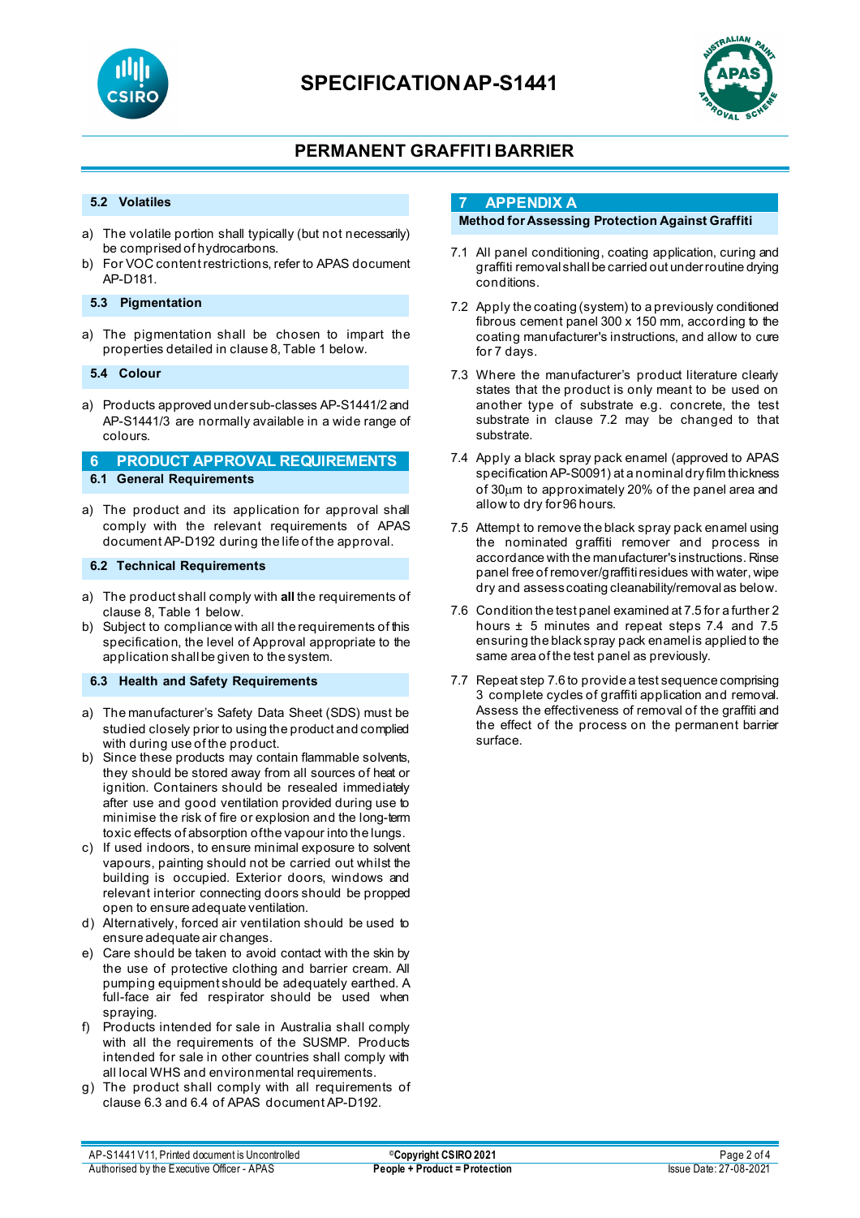### 5.2 Volatiles

a) The volatile portion shall typically (but not necessarily) be comprised of hydrocarbons.
b) For VOC content restrictions, refer to APAS document AP-D181.

### 5.3 Pigmentation

a) The pigmentation shall be chosen to impart the properties detailed in clause 8, Table 1 below.

### 5.4 Colour

a) Products approved under sub-classes AP-S1441/2 and AP-S1441/3 are normally available in a wide range of colours.

## 6 PRODUCT APPROVAL REQUIREMENTS

### 6.1 General Requirements

a) The product and its application for approval shall comply with the relevant requirements of APAS document AP-D192 during the life of the approval.

### 6.2 Technical Requirements

a) The product shall comply with **all** the requirements of clause 8, Table 1 below.
b) Subject to compliance with all the requirements of this specification, the level of Approval appropriate to the application shall be given to the system.

### 6.3 Health and Safety Requirements

a) The manufacturer's Safety Data Sheet (SDS) must be studied closely prior to using the product and complied with during use of the product.
b) Since these products may contain flammable solvents, they should be stored away from all sources of heat or ignition. Containers should be resealed immediately after use and good ventilation provided during use to minimise the risk of fire or explosion and the long-term toxic effects of absorption of the vapour into the lungs.
c) If used indoors, to ensure minimal exposure to solvent vapours, painting should not be carried out whilst the building is occupied. Exterior doors, windows and relevant interior connecting doors should be propped open to ensure adequate ventilation.
d) Alternatively, forced air ventilation should be used to ensure adequate air changes.
e) Care should be taken to avoid contact with the skin by the use of protective clothing and barrier cream. All pumping equipment should be adequately earthed. A full-face air fed respirator should be used when spraying.
f) Products intended for sale in Australia shall comply with all the requirements of the SUSMP. Products intended for sale in other countries shall comply with all local WHS and environmental requirements.
g) The product shall comply with all requirements of clause 6.3 and 6.4 of APAS document AP-D192.

## 7 APPENDIX A

### Method for Assessing Protection Against Graffiti

7.1 All panel conditioning, coating application, curing and graffiti removal shall be carried out under routine drying conditions.

7.2 Apply the coating (system) to a previously conditioned fibrous cement panel 300 x 150 mm, according to the coating manufacturer's instructions, and allow to cure for 7 days.

7.3 Where the manufacturer's product literature clearly states that the product is only meant to be used on another type of substrate e.g. concrete, the test substrate in clause 7.2 may be changed to that substrate.

7.4 Apply a black spray pack enamel (approved to APAS specification AP-S0091) at a nominal dry film thickness of 30µm to approximately 20% of the panel area and allow to dry for 96 hours.

7.5 Attempt to remove the black spray pack enamel using the nominated graffiti remover and process in accordance with the manufacturer's instructions. Rinse panel free of remover/graffiti residues with water, wipe dry and assess coating cleanability/removal as below.

7.6 Condition the test panel examined at 7.5 for a further 2 hours ± 5 minutes and repeat steps 7.4 and 7.5 ensuring the black spray pack enamel is applied to the same area of the test panel as previously.

7.7 Repeat step 7.6 to provide a test sequence comprising 3 complete cycles of graffiti application and removal. Assess the effectiveness of removal of the graffiti and the effect of the process on the permanent barrier surface.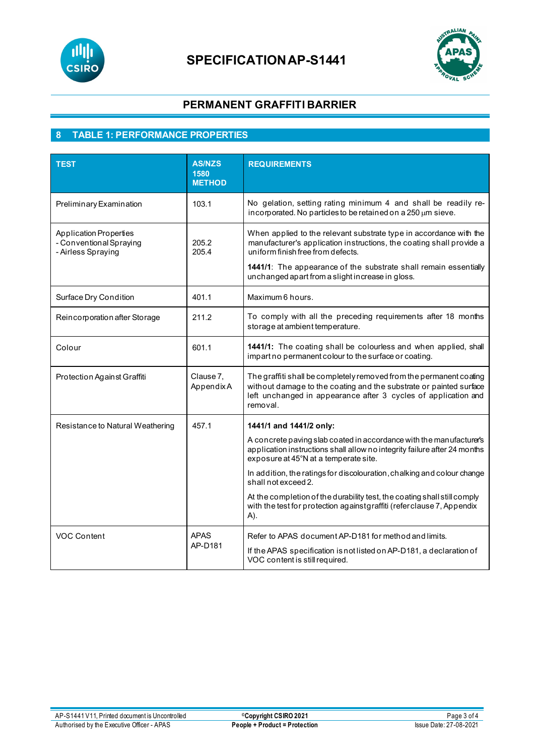# SPECIFICATION AP-S1441

## PERMANENT GRAFFITI BARRIER

## 8 TABLE 1: PERFORMANCE PROPERTIES

| TEST | AS/NZS 1580 METHOD | REQUIREMENTS |
|---|---|---|
| Preliminary Examination | 103.1 | No gelation, setting rating minimum 4 and shall be readily re-incorporated. No particles to be retained on a 250 μm sieve. |
| Application Properties<br>- Conventional Spraying<br>- Airless Spraying | 205.2<br>205.4 | When applied to the relevant substrate type in accordance with the manufacturer's application instructions, the coating shall provide a uniform finish free from defects.<br>**1441/1**: The appearance of the substrate shall remain essentially unchanged apart from a slight increase in gloss. |
| Surface Dry Condition | 401.1 | Maximum 6 hours. |
| Reincorporation after Storage | 211.2 | To comply with all the preceding requirements after 18 months storage at ambient temperature. |
| Colour | 601.1 | **1441/1:** The coating shall be colourless and when applied, shall impart no permanent colour to the surface or coating. |
| Protection Against Graffiti | Clause 7, Appendix A | The graffiti shall be completely removed from the permanent coating without damage to the coating and the substrate or painted surface left unchanged in appearance after 3 cycles of application and removal. |
| Resistance to Natural Weathering | 457.1 | **1441/1 and 1441/2 only:**<br>A concrete paving slab coated in accordance with the manufacturer's application instructions shall allow no integrity failure after 24 months exposure at 45°N at a temperate site.<br>In addition, the ratings for discolouration, chalking and colour change shall not exceed 2.<br>At the completion of the durability test, the coating shall still comply with the test for protection against graffiti (refer clause 7, Appendix A). |
| VOC Content | APAS AP-D181 | Refer to APAS document AP-D181 for method and limits.<br>If the APAS specification is not listed on AP-D181, a declaration of VOC content is still required. |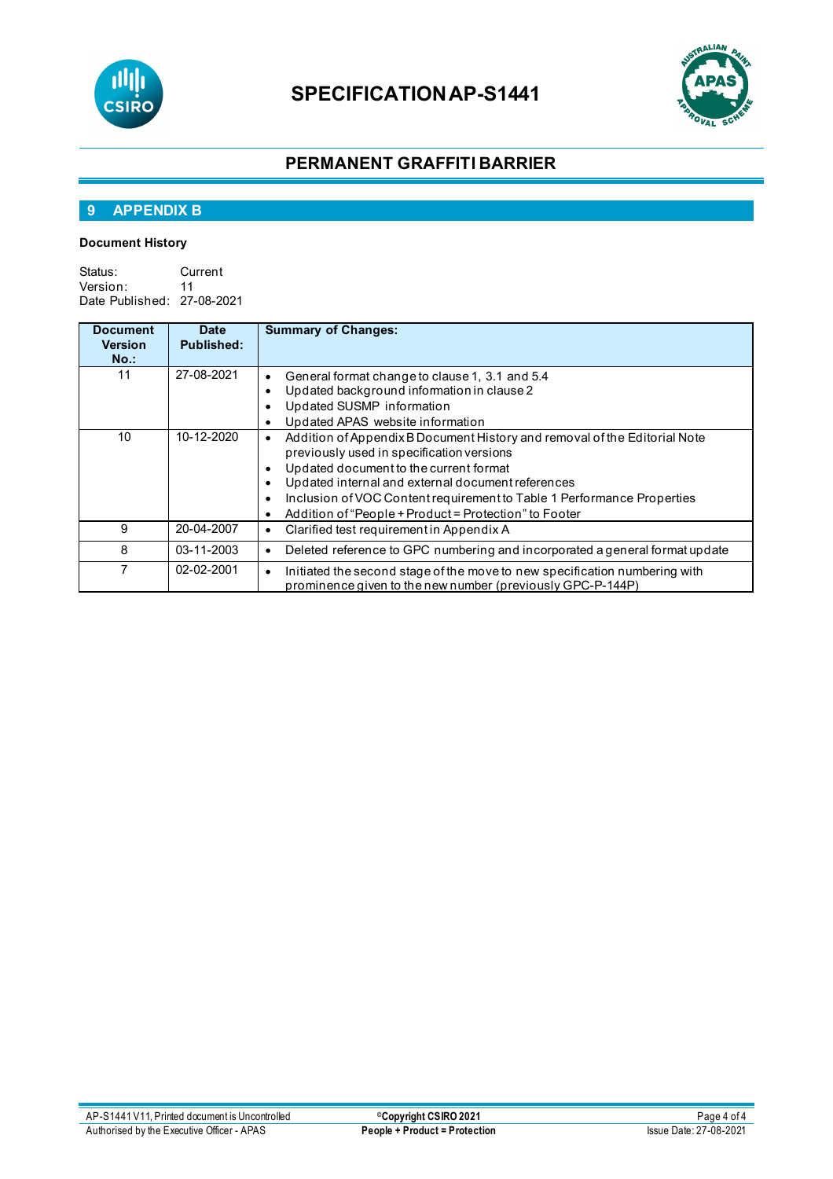## 9 APPENDIX B

**Document History**

Status: Current
Version: 11
Date Published: 27-08-2021

| Document Version No.: | Date Published: | Summary of Changes: |
|---|---|---|
| 11 | 27-08-2021 | • General format change to clause 1, 3.1 and 5.4<br>• Updated background information in clause 2<br>• Updated SUSMP information<br>• Updated APAS website information |
| 10 | 10-12-2020 | • Addition of Appendix B Document History and removal of the Editorial Note previously used in specification versions<br>• Updated document to the current format<br>• Updated internal and external document references<br>• Inclusion of VOC Content requirement to Table 1 Performance Properties<br>• Addition of "People + Product = Protection" to Footer |
| 9 | 20-04-2007 | • Clarified test requirement in Appendix A |
| 8 | 03-11-2003 | • Deleted reference to GPC numbering and incorporated a general format update |
| 7 | 02-02-2001 | • Initiated the second stage of the move to new specification numbering with prominence given to the new number (previously GPC-P-144P) |